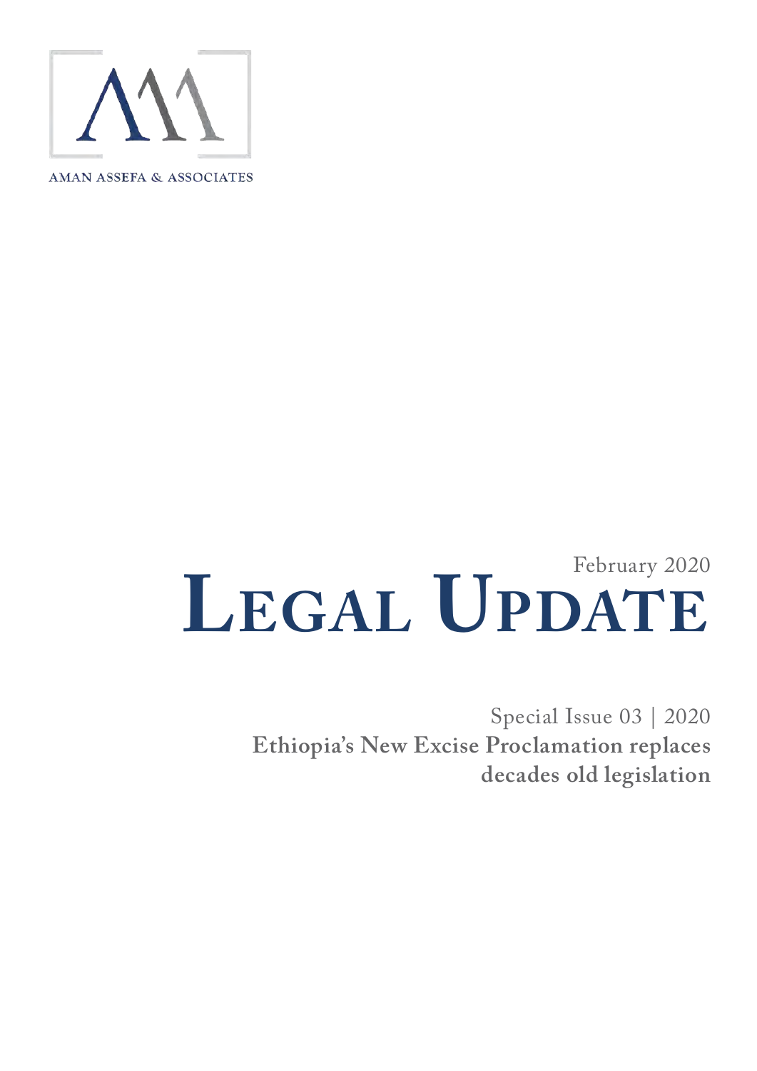AMAN ASSEFA & ASSOCIATES

February 2020

# Legal Update

Special Issue 03 | 2020

**Ethiopia's New Excise Proclamation replaces decades old legislation**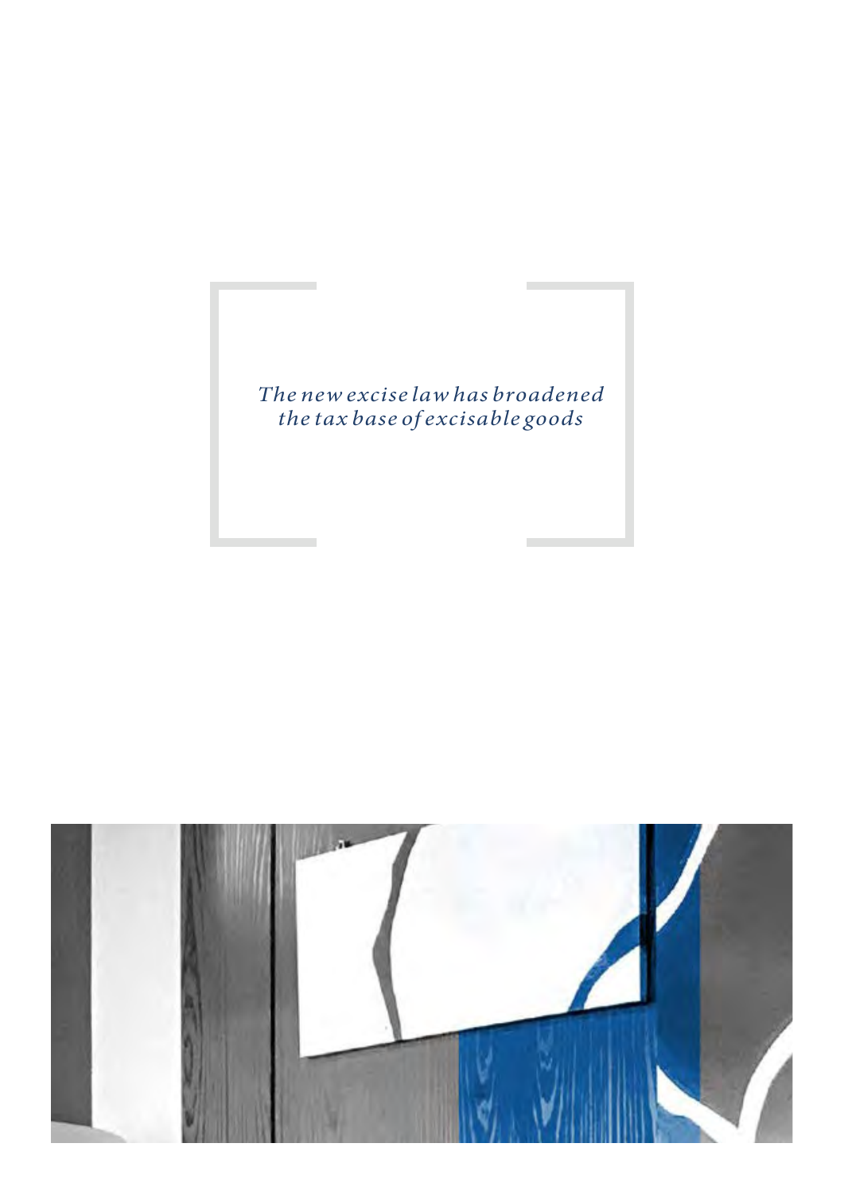*The new excise law has broadened the tax base of excisable goods*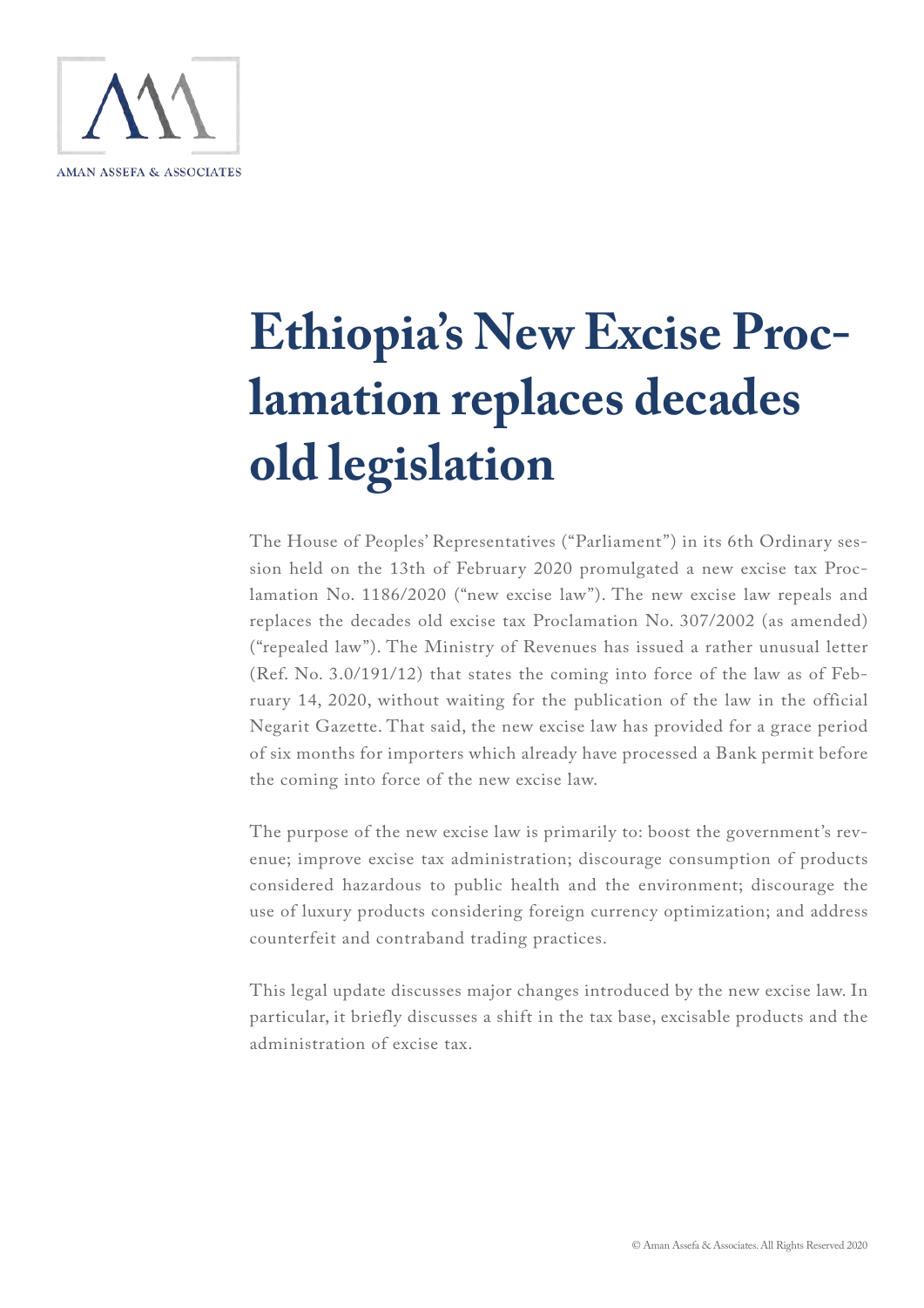# Ethiopia's New Excise Proclamation replaces decades old legislation

The House of Peoples' Representatives ("Parliament") in its 6th Ordinary session held on the 13th of February 2020 promulgated a new excise tax Proclamation No. 1186/2020 ("new excise law"). The new excise law repeals and replaces the decades old excise tax Proclamation No. 307/2002 (as amended) ("repealed law"). The Ministry of Revenues has issued a rather unusual letter (Ref. No. 3.0/191/12) that states the coming into force of the law as of February 14, 2020, without waiting for the publication of the law in the official Negarit Gazette. That said, the new excise law has provided for a grace period of six months for importers which already have processed a Bank permit before the coming into force of the new excise law.

The purpose of the new excise law is primarily to: boost the government's revenue; improve excise tax administration; discourage consumption of products considered hazardous to public health and the environment; discourage the use of luxury products considering foreign currency optimization; and address counterfeit and contraband trading practices.

This legal update discusses major changes introduced by the new excise law. In particular, it briefly discusses a shift in the tax base, excisable products and the administration of excise tax.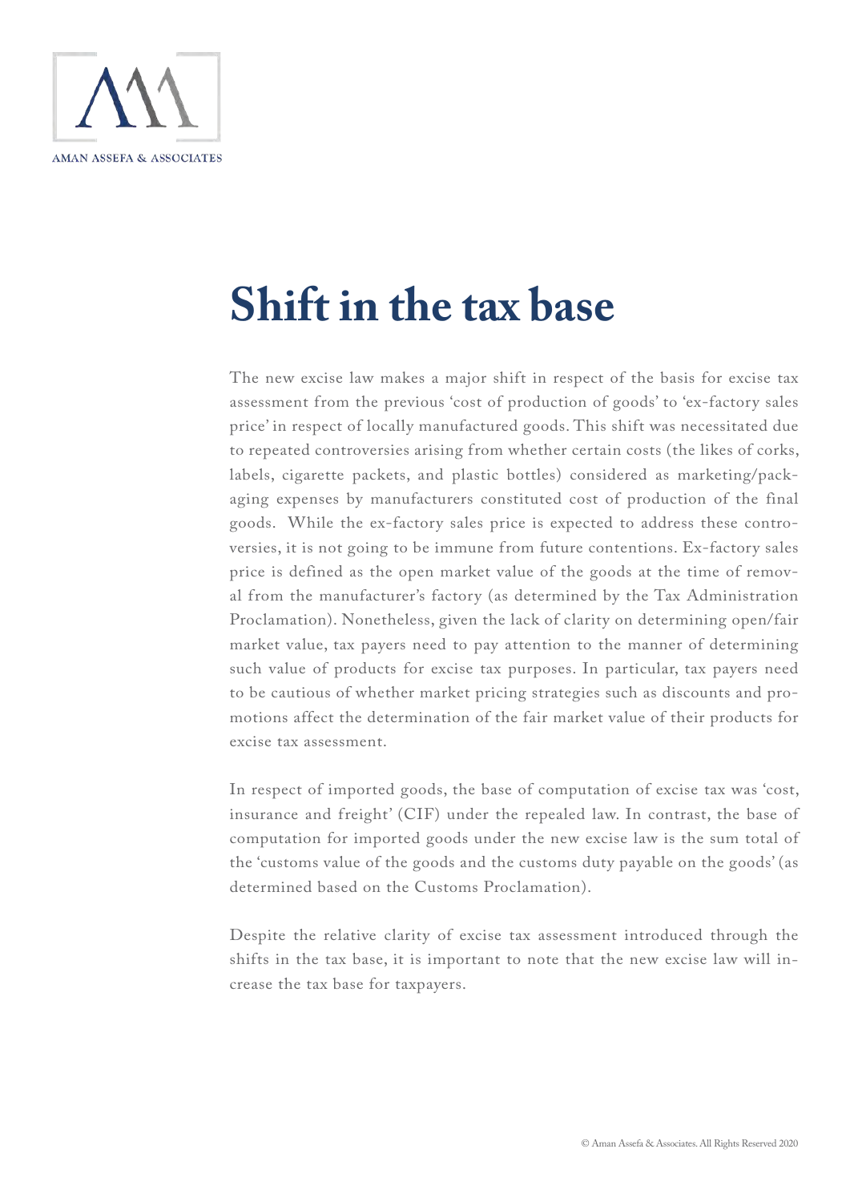# Shift in the tax base

The new excise law makes a major shift in respect of the basis for excise tax assessment from the previous 'cost of production of goods' to 'ex-factory sales price' in respect of locally manufactured goods. This shift was necessitated due to repeated controversies arising from whether certain costs (the likes of corks, labels, cigarette packets, and plastic bottles) considered as marketing/packaging expenses by manufacturers constituted cost of production of the final goods. While the ex-factory sales price is expected to address these controversies, it is not going to be immune from future contentions. Ex-factory sales price is defined as the open market value of the goods at the time of removal from the manufacturer's factory (as determined by the Tax Administration Proclamation). Nonetheless, given the lack of clarity on determining open/fair market value, tax payers need to pay attention to the manner of determining such value of products for excise tax purposes. In particular, tax payers need to be cautious of whether market pricing strategies such as discounts and promotions affect the determination of the fair market value of their products for excise tax assessment.

In respect of imported goods, the base of computation of excise tax was 'cost, insurance and freight' (CIF) under the repealed law. In contrast, the base of computation for imported goods under the new excise law is the sum total of the 'customs value of the goods and the customs duty payable on the goods' (as determined based on the Customs Proclamation).

Despite the relative clarity of excise tax assessment introduced through the shifts in the tax base, it is important to note that the new excise law will increase the tax base for taxpayers.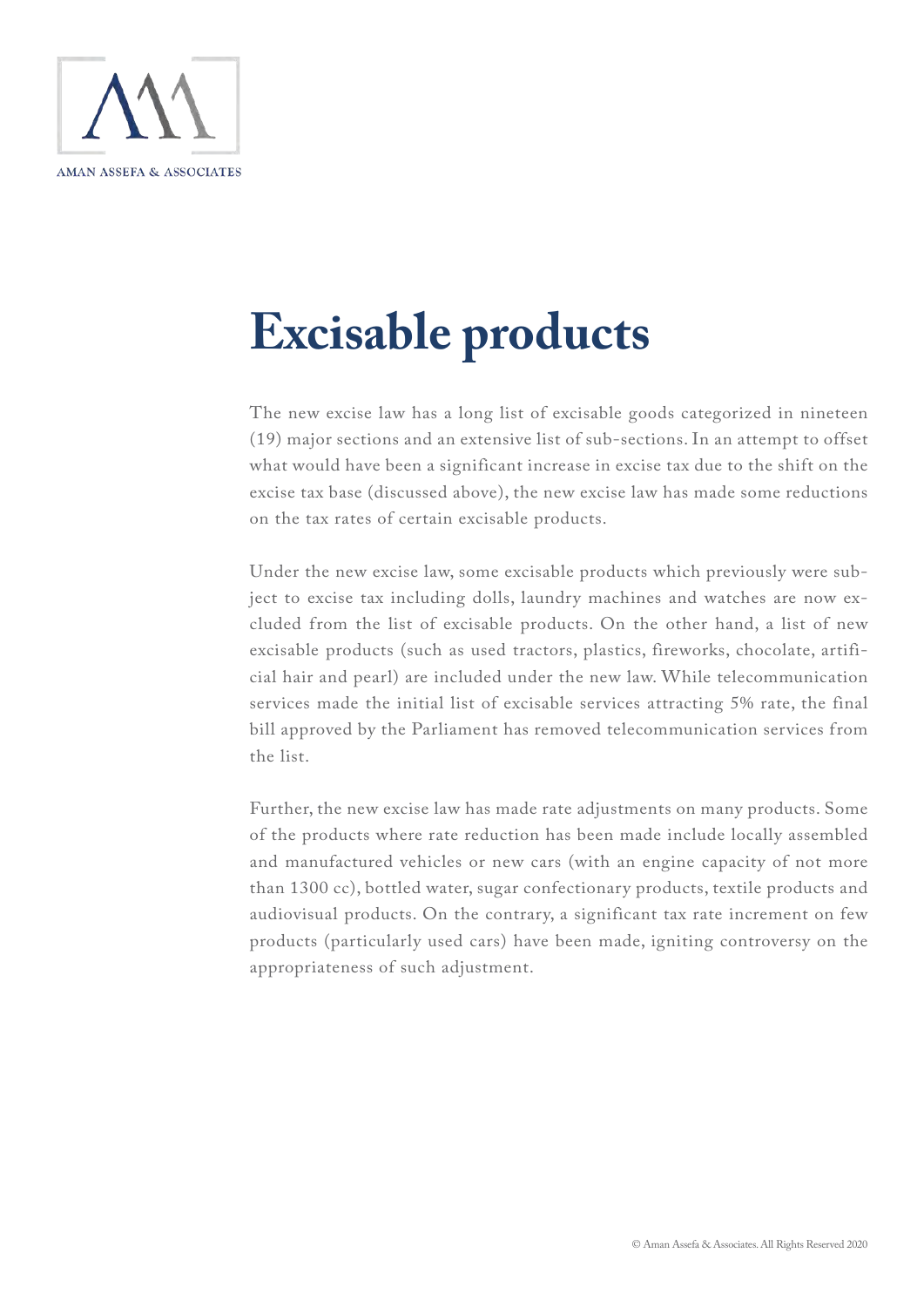# Excisable products

The new excise law has a long list of excisable goods categorized in nineteen (19) major sections and an extensive list of sub-sections. In an attempt to offset what would have been a significant increase in excise tax due to the shift on the excise tax base (discussed above), the new excise law has made some reductions on the tax rates of certain excisable products.

Under the new excise law, some excisable products which previously were subject to excise tax including dolls, laundry machines and watches are now excluded from the list of excisable products. On the other hand, a list of new excisable products (such as used tractors, plastics, fireworks, chocolate, artificial hair and pearl) are included under the new law. While telecommunication services made the initial list of excisable services attracting 5% rate, the final bill approved by the Parliament has removed telecommunication services from the list.

Further, the new excise law has made rate adjustments on many products. Some of the products where rate reduction has been made include locally assembled and manufactured vehicles or new cars (with an engine capacity of not more than 1300 cc), bottled water, sugar confectionary products, textile products and audiovisual products. On the contrary, a significant tax rate increment on few products (particularly used cars) have been made, igniting controversy on the appropriateness of such adjustment.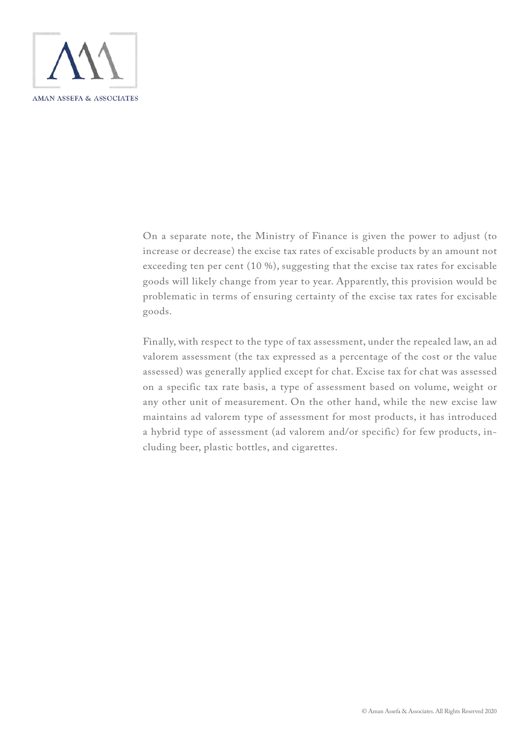On a separate note, the Ministry of Finance is given the power to adjust (to increase or decrease) the excise tax rates of excisable products by an amount not exceeding ten per cent (10 %), suggesting that the excise tax rates for excisable goods will likely change from year to year. Apparently, this provision would be problematic in terms of ensuring certainty of the excise tax rates for excisable goods.

Finally, with respect to the type of tax assessment, under the repealed law, an ad valorem assessment (the tax expressed as a percentage of the cost or the value assessed) was generally applied except for chat. Excise tax for chat was assessed on a specific tax rate basis, a type of assessment based on volume, weight or any other unit of measurement. On the other hand, while the new excise law maintains ad valorem type of assessment for most products, it has introduced a hybrid type of assessment (ad valorem and/or specific) for few products, including beer, plastic bottles, and cigarettes.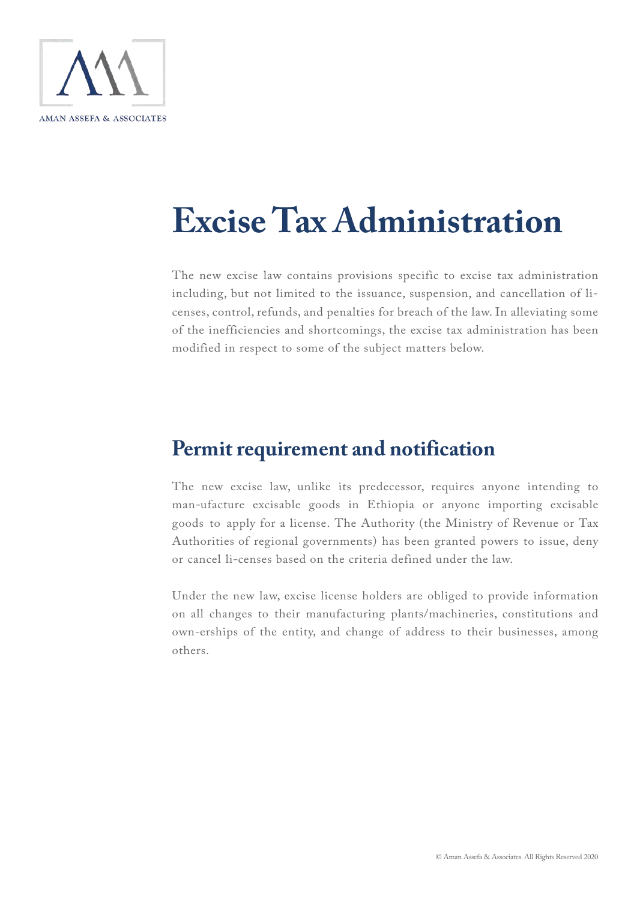# Excise Tax Administration

The new excise law contains provisions specific to excise tax administration including, but not limited to the issuance, suspension, and cancellation of licenses, control, refunds, and penalties for breach of the law. In alleviating some of the inefficiencies and shortcomings, the excise tax administration has been modified in respect to some of the subject matters below.

## Permit requirement and notification

The new excise law, unlike its predecessor, requires anyone intending to man-ufacture excisable goods in Ethiopia or anyone importing excisable goods to apply for a license. The Authority (the Ministry of Revenue or Tax Authorities of regional governments) has been granted powers to issue, deny or cancel li-censes based on the criteria defined under the law.

Under the new law, excise license holders are obliged to provide information on all changes to their manufacturing plants/machineries, constitutions and own-erships of the entity, and change of address to their businesses, among others.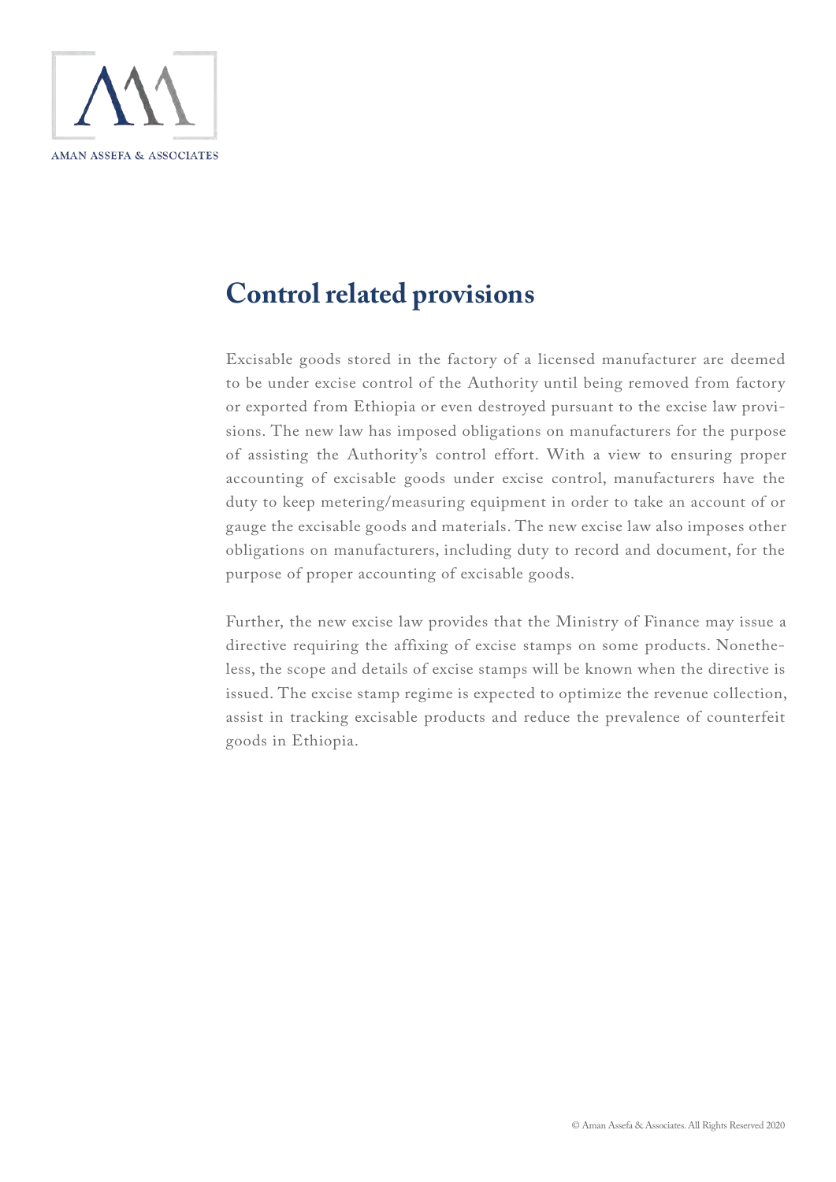## Control related provisions

Excisable goods stored in the factory of a licensed manufacturer are deemed to be under excise control of the Authority until being removed from factory or exported from Ethiopia or even destroyed pursuant to the excise law provisions. The new law has imposed obligations on manufacturers for the purpose of assisting the Authority's control effort. With a view to ensuring proper accounting of excisable goods under excise control, manufacturers have the duty to keep metering/measuring equipment in order to take an account of or gauge the excisable goods and materials. The new excise law also imposes other obligations on manufacturers, including duty to record and document, for the purpose of proper accounting of excisable goods.

Further, the new excise law provides that the Ministry of Finance may issue a directive requiring the affixing of excise stamps on some products. Nonetheless, the scope and details of excise stamps will be known when the directive is issued. The excise stamp regime is expected to optimize the revenue collection, assist in tracking excisable products and reduce the prevalence of counterfeit goods in Ethiopia.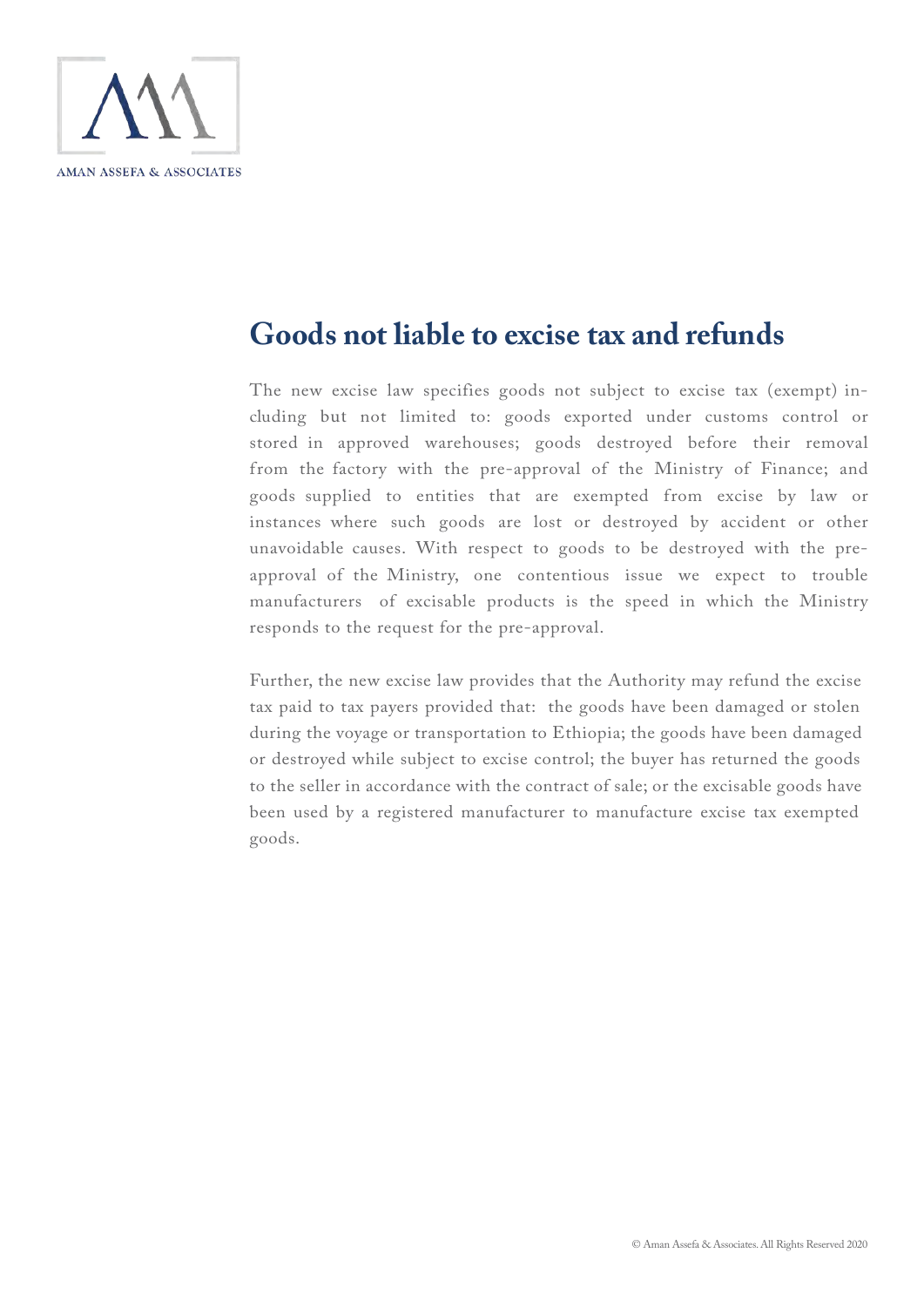## Goods not liable to excise tax and refunds

The new excise law specifies goods not subject to excise tax (exempt) including but not limited to: goods exported under customs control or stored in approved warehouses; goods destroyed before their removal from the factory with the pre-approval of the Ministry of Finance; and goods supplied to entities that are exempted from excise by law or instances where such goods are lost or destroyed by accident or other unavoidable causes. With respect to goods to be destroyed with the pre-approval of the Ministry, one contentious issue we expect to trouble manufacturers of excisable products is the speed in which the Ministry responds to the request for the pre-approval.

Further, the new excise law provides that the Authority may refund the excise tax paid to tax payers provided that: the goods have been damaged or stolen during the voyage or transportation to Ethiopia; the goods have been damaged or destroyed while subject to excise control; the buyer has returned the goods to the seller in accordance with the contract of sale; or the excisable goods have been used by a registered manufacturer to manufacture excise tax exempted goods.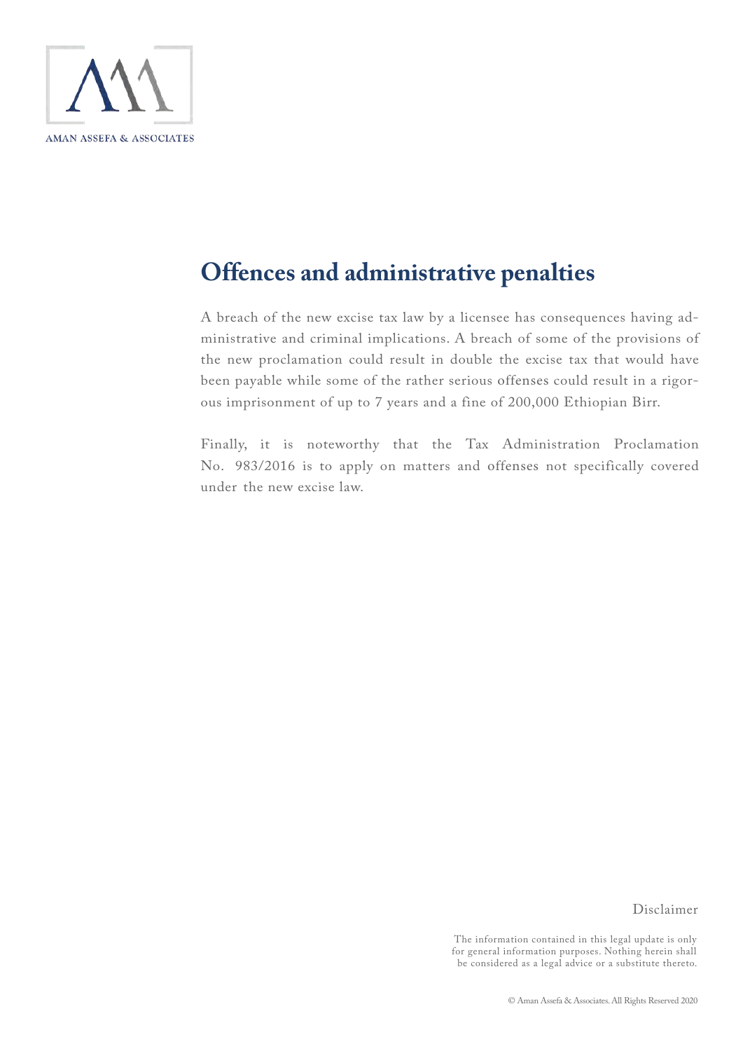## Offences and administrative penalties

A breach of the new excise tax law by a licensee has consequences having administrative and criminal implications. A breach of some of the provisions of the new proclamation could result in double the excise tax that would have been payable while some of the rather serious offenses could result in a rigorous imprisonment of up to 7 years and a fine of 200,000 Ethiopian Birr.

Finally, it is noteworthy that the Tax Administration Proclamation No. 983/2016 is to apply on matters and offenses not specifically covered under the new excise law.

Disclaimer

The information contained in this legal update is only for general information purposes. Nothing herein shall be considered as a legal advice or a substitute thereto.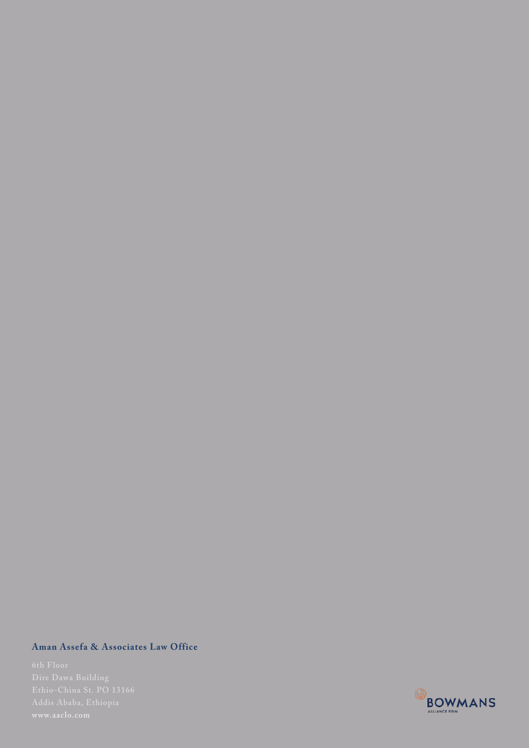**Aman Assefa & Associates Law Office**

6th Floor
Dire Dawa Building
Ethio-China St. PO 13166
Addis Ababa, Ethiopia
www.aaclo.com

BOWMANS
ALLIANCE FIRM